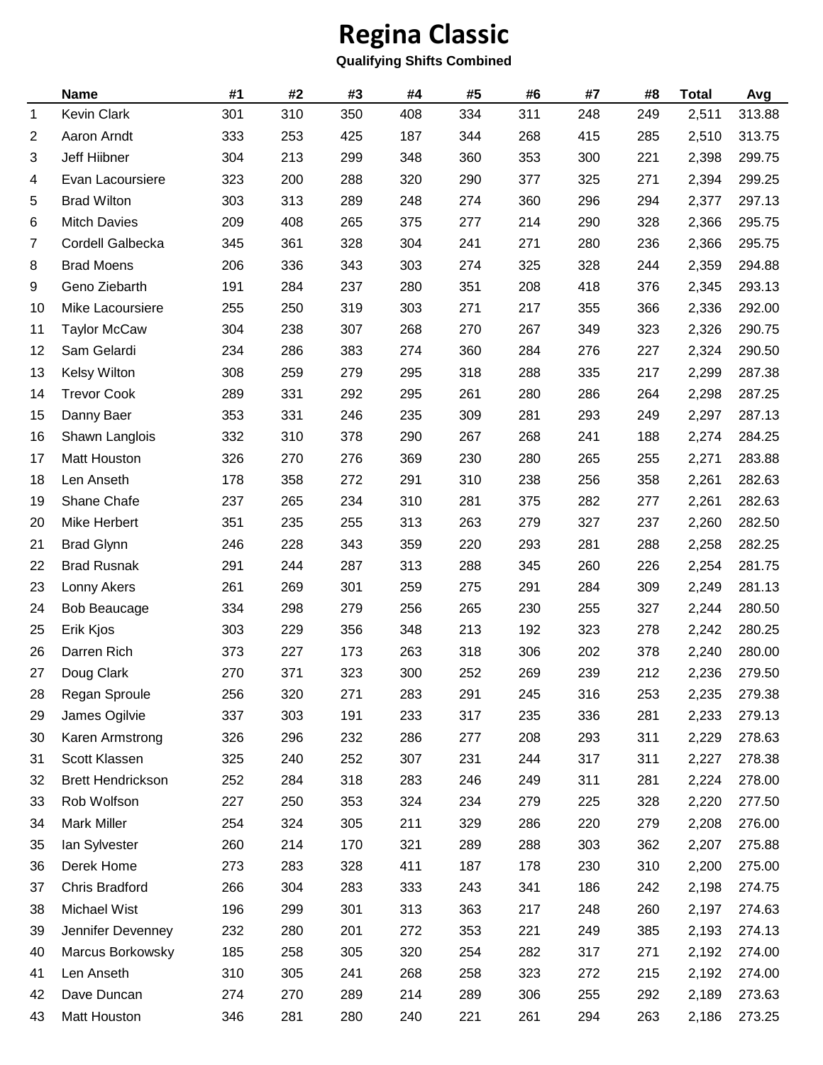# Regina Classic

**Qualifying Shifts Combined**

| | Name | #1 | #2 | #3 | #4 | #5 | #6 | #7 | #8 | Total | Avg |
|---|---|---|---|---|---|---|---|---|---|---|---|
| 1 | Kevin Clark | 301 | 310 | 350 | 408 | 334 | 311 | 248 | 249 | 2,511 | 313.88 |
| 2 | Aaron Arndt | 333 | 253 | 425 | 187 | 344 | 268 | 415 | 285 | 2,510 | 313.75 |
| 3 | Jeff Hiibner | 304 | 213 | 299 | 348 | 360 | 353 | 300 | 221 | 2,398 | 299.75 |
| 4 | Evan Lacoursiere | 323 | 200 | 288 | 320 | 290 | 377 | 325 | 271 | 2,394 | 299.25 |
| 5 | Brad Wilton | 303 | 313 | 289 | 248 | 274 | 360 | 296 | 294 | 2,377 | 297.13 |
| 6 | Mitch Davies | 209 | 408 | 265 | 375 | 277 | 214 | 290 | 328 | 2,366 | 295.75 |
| 7 | Cordell Galbecka | 345 | 361 | 328 | 304 | 241 | 271 | 280 | 236 | 2,366 | 295.75 |
| 8 | Brad Moens | 206 | 336 | 343 | 303 | 274 | 325 | 328 | 244 | 2,359 | 294.88 |
| 9 | Geno Ziebarth | 191 | 284 | 237 | 280 | 351 | 208 | 418 | 376 | 2,345 | 293.13 |
| 10 | Mike Lacoursiere | 255 | 250 | 319 | 303 | 271 | 217 | 355 | 366 | 2,336 | 292.00 |
| 11 | Taylor McCaw | 304 | 238 | 307 | 268 | 270 | 267 | 349 | 323 | 2,326 | 290.75 |
| 12 | Sam Gelardi | 234 | 286 | 383 | 274 | 360 | 284 | 276 | 227 | 2,324 | 290.50 |
| 13 | Kelsy Wilton | 308 | 259 | 279 | 295 | 318 | 288 | 335 | 217 | 2,299 | 287.38 |
| 14 | Trevor Cook | 289 | 331 | 292 | 295 | 261 | 280 | 286 | 264 | 2,298 | 287.25 |
| 15 | Danny Baer | 353 | 331 | 246 | 235 | 309 | 281 | 293 | 249 | 2,297 | 287.13 |
| 16 | Shawn Langlois | 332 | 310 | 378 | 290 | 267 | 268 | 241 | 188 | 2,274 | 284.25 |
| 17 | Matt Houston | 326 | 270 | 276 | 369 | 230 | 280 | 265 | 255 | 2,271 | 283.88 |
| 18 | Len Anseth | 178 | 358 | 272 | 291 | 310 | 238 | 256 | 358 | 2,261 | 282.63 |
| 19 | Shane Chafe | 237 | 265 | 234 | 310 | 281 | 375 | 282 | 277 | 2,261 | 282.63 |
| 20 | Mike Herbert | 351 | 235 | 255 | 313 | 263 | 279 | 327 | 237 | 2,260 | 282.50 |
| 21 | Brad Glynn | 246 | 228 | 343 | 359 | 220 | 293 | 281 | 288 | 2,258 | 282.25 |
| 22 | Brad Rusnak | 291 | 244 | 287 | 313 | 288 | 345 | 260 | 226 | 2,254 | 281.75 |
| 23 | Lonny Akers | 261 | 269 | 301 | 259 | 275 | 291 | 284 | 309 | 2,249 | 281.13 |
| 24 | Bob Beaucage | 334 | 298 | 279 | 256 | 265 | 230 | 255 | 327 | 2,244 | 280.50 |
| 25 | Erik Kjos | 303 | 229 | 356 | 348 | 213 | 192 | 323 | 278 | 2,242 | 280.25 |
| 26 | Darren Rich | 373 | 227 | 173 | 263 | 318 | 306 | 202 | 378 | 2,240 | 280.00 |
| 27 | Doug Clark | 270 | 371 | 323 | 300 | 252 | 269 | 239 | 212 | 2,236 | 279.50 |
| 28 | Regan Sproule | 256 | 320 | 271 | 283 | 291 | 245 | 316 | 253 | 2,235 | 279.38 |
| 29 | James Ogilvie | 337 | 303 | 191 | 233 | 317 | 235 | 336 | 281 | 2,233 | 279.13 |
| 30 | Karen Armstrong | 326 | 296 | 232 | 286 | 277 | 208 | 293 | 311 | 2,229 | 278.63 |
| 31 | Scott Klassen | 325 | 240 | 252 | 307 | 231 | 244 | 317 | 311 | 2,227 | 278.38 |
| 32 | Brett Hendrickson | 252 | 284 | 318 | 283 | 246 | 249 | 311 | 281 | 2,224 | 278.00 |
| 33 | Rob Wolfson | 227 | 250 | 353 | 324 | 234 | 279 | 225 | 328 | 2,220 | 277.50 |
| 34 | Mark Miller | 254 | 324 | 305 | 211 | 329 | 286 | 220 | 279 | 2,208 | 276.00 |
| 35 | Ian Sylvester | 260 | 214 | 170 | 321 | 289 | 288 | 303 | 362 | 2,207 | 275.88 |
| 36 | Derek Home | 273 | 283 | 328 | 411 | 187 | 178 | 230 | 310 | 2,200 | 275.00 |
| 37 | Chris Bradford | 266 | 304 | 283 | 333 | 243 | 341 | 186 | 242 | 2,198 | 274.75 |
| 38 | Michael Wist | 196 | 299 | 301 | 313 | 363 | 217 | 248 | 260 | 2,197 | 274.63 |
| 39 | Jennifer Devenney | 232 | 280 | 201 | 272 | 353 | 221 | 249 | 385 | 2,193 | 274.13 |
| 40 | Marcus Borkowsky | 185 | 258 | 305 | 320 | 254 | 282 | 317 | 271 | 2,192 | 274.00 |
| 41 | Len Anseth | 310 | 305 | 241 | 268 | 258 | 323 | 272 | 215 | 2,192 | 274.00 |
| 42 | Dave Duncan | 274 | 270 | 289 | 214 | 289 | 306 | 255 | 292 | 2,189 | 273.63 |
| 43 | Matt Houston | 346 | 281 | 280 | 240 | 221 | 261 | 294 | 263 | 2,186 | 273.25 |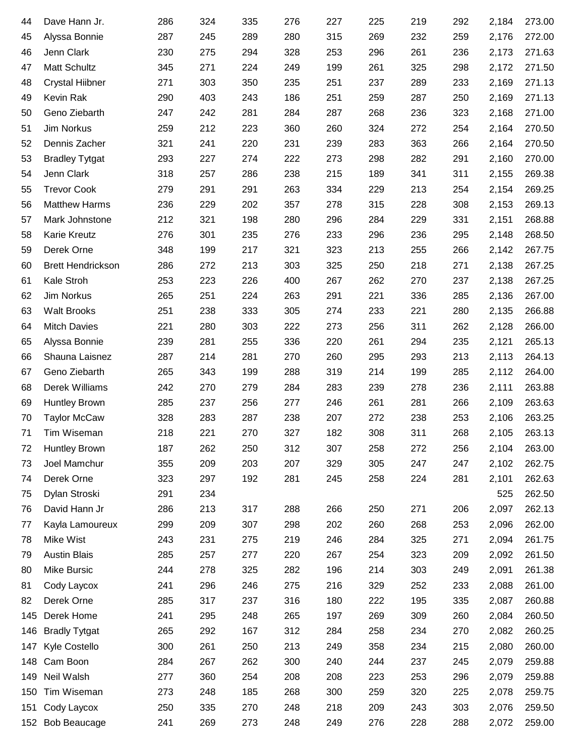| | | | | | | | | | | | |
|---|---|---|---|---|---|---|---|---|---|---|---|
| 44 | Dave Hann Jr. | 286 | 324 | 335 | 276 | 227 | 225 | 219 | 292 | 2,184 | 273.00 |
| 45 | Alyssa Bonnie | 287 | 245 | 289 | 280 | 315 | 269 | 232 | 259 | 2,176 | 272.00 |
| 46 | Jenn Clark | 230 | 275 | 294 | 328 | 253 | 296 | 261 | 236 | 2,173 | 271.63 |
| 47 | Matt Schultz | 345 | 271 | 224 | 249 | 199 | 261 | 325 | 298 | 2,172 | 271.50 |
| 48 | Crystal Hiibner | 271 | 303 | 350 | 235 | 251 | 237 | 289 | 233 | 2,169 | 271.13 |
| 49 | Kevin Rak | 290 | 403 | 243 | 186 | 251 | 259 | 287 | 250 | 2,169 | 271.13 |
| 50 | Geno Ziebarth | 247 | 242 | 281 | 284 | 287 | 268 | 236 | 323 | 2,168 | 271.00 |
| 51 | Jim Norkus | 259 | 212 | 223 | 360 | 260 | 324 | 272 | 254 | 2,164 | 270.50 |
| 52 | Dennis Zacher | 321 | 241 | 220 | 231 | 239 | 283 | 363 | 266 | 2,164 | 270.50 |
| 53 | Bradley Tytgat | 293 | 227 | 274 | 222 | 273 | 298 | 282 | 291 | 2,160 | 270.00 |
| 54 | Jenn Clark | 318 | 257 | 286 | 238 | 215 | 189 | 341 | 311 | 2,155 | 269.38 |
| 55 | Trevor Cook | 279 | 291 | 291 | 263 | 334 | 229 | 213 | 254 | 2,154 | 269.25 |
| 56 | Matthew Harms | 236 | 229 | 202 | 357 | 278 | 315 | 228 | 308 | 2,153 | 269.13 |
| 57 | Mark Johnstone | 212 | 321 | 198 | 280 | 296 | 284 | 229 | 331 | 2,151 | 268.88 |
| 58 | Karie Kreutz | 276 | 301 | 235 | 276 | 233 | 296 | 236 | 295 | 2,148 | 268.50 |
| 59 | Derek Orne | 348 | 199 | 217 | 321 | 323 | 213 | 255 | 266 | 2,142 | 267.75 |
| 60 | Brett Hendrickson | 286 | 272 | 213 | 303 | 325 | 250 | 218 | 271 | 2,138 | 267.25 |
| 61 | Kale Stroh | 253 | 223 | 226 | 400 | 267 | 262 | 270 | 237 | 2,138 | 267.25 |
| 62 | Jim Norkus | 265 | 251 | 224 | 263 | 291 | 221 | 336 | 285 | 2,136 | 267.00 |
| 63 | Walt Brooks | 251 | 238 | 333 | 305 | 274 | 233 | 221 | 280 | 2,135 | 266.88 |
| 64 | Mitch Davies | 221 | 280 | 303 | 222 | 273 | 256 | 311 | 262 | 2,128 | 266.00 |
| 65 | Alyssa Bonnie | 239 | 281 | 255 | 336 | 220 | 261 | 294 | 235 | 2,121 | 265.13 |
| 66 | Shauna Laisnez | 287 | 214 | 281 | 270 | 260 | 295 | 293 | 213 | 2,113 | 264.13 |
| 67 | Geno Ziebarth | 265 | 343 | 199 | 288 | 319 | 214 | 199 | 285 | 2,112 | 264.00 |
| 68 | Derek Williams | 242 | 270 | 279 | 284 | 283 | 239 | 278 | 236 | 2,111 | 263.88 |
| 69 | Huntley Brown | 285 | 237 | 256 | 277 | 246 | 261 | 281 | 266 | 2,109 | 263.63 |
| 70 | Taylor McCaw | 328 | 283 | 287 | 238 | 207 | 272 | 238 | 253 | 2,106 | 263.25 |
| 71 | Tim Wiseman | 218 | 221 | 270 | 327 | 182 | 308 | 311 | 268 | 2,105 | 263.13 |
| 72 | Huntley Brown | 187 | 262 | 250 | 312 | 307 | 258 | 272 | 256 | 2,104 | 263.00 |
| 73 | Joel Mamchur | 355 | 209 | 203 | 207 | 329 | 305 | 247 | 247 | 2,102 | 262.75 |
| 74 | Derek Orne | 323 | 297 | 192 | 281 | 245 | 258 | 224 | 281 | 2,101 | 262.63 |
| 75 | Dylan Stroski | 291 | 234 | | | | | | | 525 | 262.50 |
| 76 | David Hann Jr | 286 | 213 | 317 | 288 | 266 | 250 | 271 | 206 | 2,097 | 262.13 |
| 77 | Kayla Lamoureux | 299 | 209 | 307 | 298 | 202 | 260 | 268 | 253 | 2,096 | 262.00 |
| 78 | Mike Wist | 243 | 231 | 275 | 219 | 246 | 284 | 325 | 271 | 2,094 | 261.75 |
| 79 | Austin Blais | 285 | 257 | 277 | 220 | 267 | 254 | 323 | 209 | 2,092 | 261.50 |
| 80 | Mike Bursic | 244 | 278 | 325 | 282 | 196 | 214 | 303 | 249 | 2,091 | 261.38 |
| 81 | Cody Laycox | 241 | 296 | 246 | 275 | 216 | 329 | 252 | 233 | 2,088 | 261.00 |
| 82 | Derek Orne | 285 | 317 | 237 | 316 | 180 | 222 | 195 | 335 | 2,087 | 260.88 |
| 145 | Derek Home | 241 | 295 | 248 | 265 | 197 | 269 | 309 | 260 | 2,084 | 260.50 |
| 146 | Bradly Tytgat | 265 | 292 | 167 | 312 | 284 | 258 | 234 | 270 | 2,082 | 260.25 |
| 147 | Kyle Costello | 300 | 261 | 250 | 213 | 249 | 358 | 234 | 215 | 2,080 | 260.00 |
| 148 | Cam Boon | 284 | 267 | 262 | 300 | 240 | 244 | 237 | 245 | 2,079 | 259.88 |
| 149 | Neil Walsh | 277 | 360 | 254 | 208 | 208 | 223 | 253 | 296 | 2,079 | 259.88 |
| 150 | Tim Wiseman | 273 | 248 | 185 | 268 | 300 | 259 | 320 | 225 | 2,078 | 259.75 |
| 151 | Cody Laycox | 250 | 335 | 270 | 248 | 218 | 209 | 243 | 303 | 2,076 | 259.50 |
| 152 | Bob Beaucage | 241 | 269 | 273 | 248 | 249 | 276 | 228 | 288 | 2,072 | 259.00 |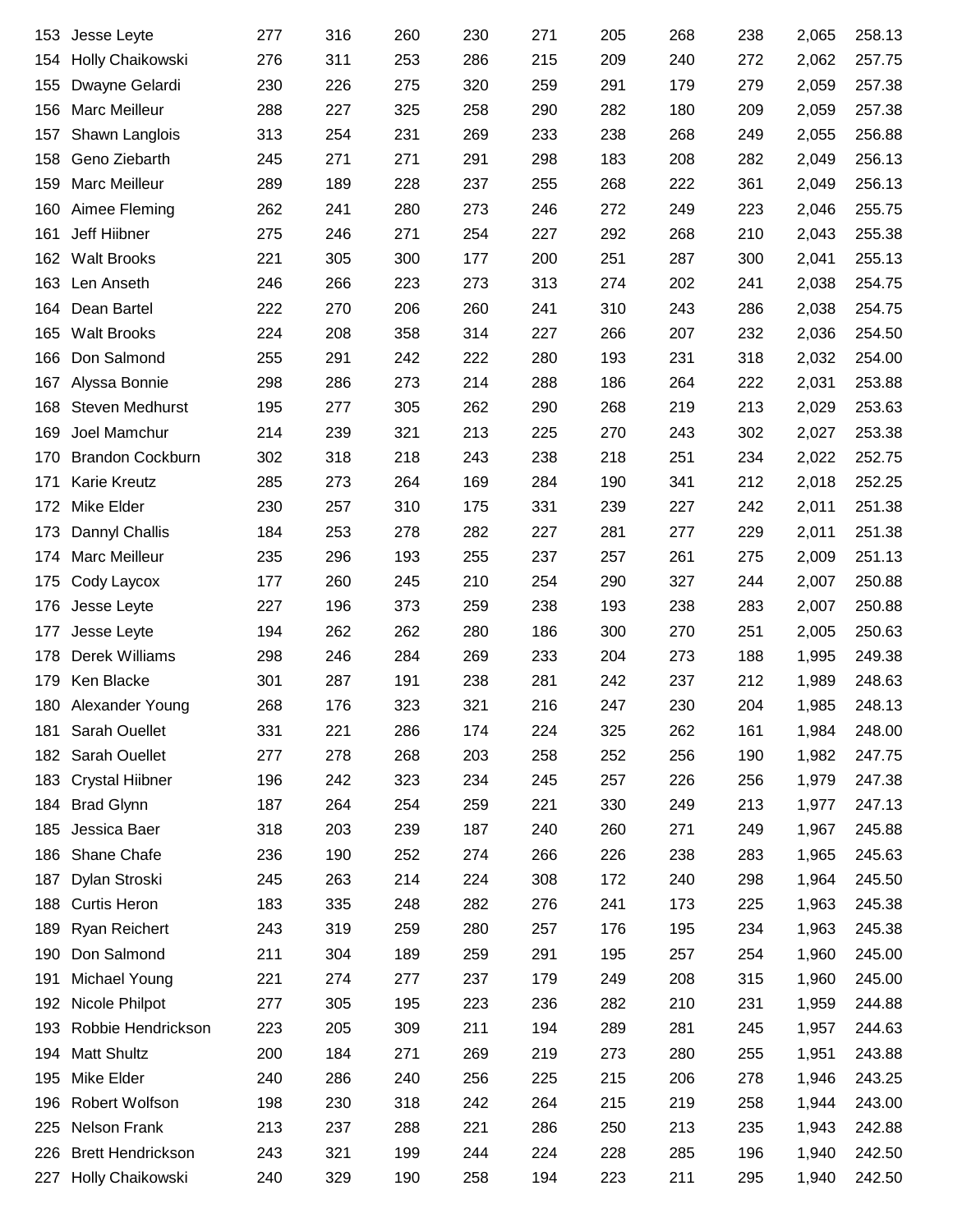| | | | | | | | | | | | |
|---|---|---|---|---|---|---|---|---|---|---|---|
| 153 | Jesse Leyte | 277 | 316 | 260 | 230 | 271 | 205 | 268 | 238 | 2,065 | 258.13 |
| 154 | Holly Chaikowski | 276 | 311 | 253 | 286 | 215 | 209 | 240 | 272 | 2,062 | 257.75 |
| 155 | Dwayne Gelardi | 230 | 226 | 275 | 320 | 259 | 291 | 179 | 279 | 2,059 | 257.38 |
| 156 | Marc Meilleur | 288 | 227 | 325 | 258 | 290 | 282 | 180 | 209 | 2,059 | 257.38 |
| 157 | Shawn Langlois | 313 | 254 | 231 | 269 | 233 | 238 | 268 | 249 | 2,055 | 256.88 |
| 158 | Geno Ziebarth | 245 | 271 | 271 | 291 | 298 | 183 | 208 | 282 | 2,049 | 256.13 |
| 159 | Marc Meilleur | 289 | 189 | 228 | 237 | 255 | 268 | 222 | 361 | 2,049 | 256.13 |
| 160 | Aimee Fleming | 262 | 241 | 280 | 273 | 246 | 272 | 249 | 223 | 2,046 | 255.75 |
| 161 | Jeff Hiibner | 275 | 246 | 271 | 254 | 227 | 292 | 268 | 210 | 2,043 | 255.38 |
| 162 | Walt Brooks | 221 | 305 | 300 | 177 | 200 | 251 | 287 | 300 | 2,041 | 255.13 |
| 163 | Len Anseth | 246 | 266 | 223 | 273 | 313 | 274 | 202 | 241 | 2,038 | 254.75 |
| 164 | Dean Bartel | 222 | 270 | 206 | 260 | 241 | 310 | 243 | 286 | 2,038 | 254.75 |
| 165 | Walt Brooks | 224 | 208 | 358 | 314 | 227 | 266 | 207 | 232 | 2,036 | 254.50 |
| 166 | Don Salmond | 255 | 291 | 242 | 222 | 280 | 193 | 231 | 318 | 2,032 | 254.00 |
| 167 | Alyssa Bonnie | 298 | 286 | 273 | 214 | 288 | 186 | 264 | 222 | 2,031 | 253.88 |
| 168 | Steven Medhurst | 195 | 277 | 305 | 262 | 290 | 268 | 219 | 213 | 2,029 | 253.63 |
| 169 | Joel Mamchur | 214 | 239 | 321 | 213 | 225 | 270 | 243 | 302 | 2,027 | 253.38 |
| 170 | Brandon Cockburn | 302 | 318 | 218 | 243 | 238 | 218 | 251 | 234 | 2,022 | 252.75 |
| 171 | Karie Kreutz | 285 | 273 | 264 | 169 | 284 | 190 | 341 | 212 | 2,018 | 252.25 |
| 172 | Mike Elder | 230 | 257 | 310 | 175 | 331 | 239 | 227 | 242 | 2,011 | 251.38 |
| 173 | Dannyl Challis | 184 | 253 | 278 | 282 | 227 | 281 | 277 | 229 | 2,011 | 251.38 |
| 174 | Marc Meilleur | 235 | 296 | 193 | 255 | 237 | 257 | 261 | 275 | 2,009 | 251.13 |
| 175 | Cody Laycox | 177 | 260 | 245 | 210 | 254 | 290 | 327 | 244 | 2,007 | 250.88 |
| 176 | Jesse Leyte | 227 | 196 | 373 | 259 | 238 | 193 | 238 | 283 | 2,007 | 250.88 |
| 177 | Jesse Leyte | 194 | 262 | 262 | 280 | 186 | 300 | 270 | 251 | 2,005 | 250.63 |
| 178 | Derek Williams | 298 | 246 | 284 | 269 | 233 | 204 | 273 | 188 | 1,995 | 249.38 |
| 179 | Ken Blacke | 301 | 287 | 191 | 238 | 281 | 242 | 237 | 212 | 1,989 | 248.63 |
| 180 | Alexander Young | 268 | 176 | 323 | 321 | 216 | 247 | 230 | 204 | 1,985 | 248.13 |
| 181 | Sarah Ouellet | 331 | 221 | 286 | 174 | 224 | 325 | 262 | 161 | 1,984 | 248.00 |
| 182 | Sarah Ouellet | 277 | 278 | 268 | 203 | 258 | 252 | 256 | 190 | 1,982 | 247.75 |
| 183 | Crystal Hiibner | 196 | 242 | 323 | 234 | 245 | 257 | 226 | 256 | 1,979 | 247.38 |
| 184 | Brad Glynn | 187 | 264 | 254 | 259 | 221 | 330 | 249 | 213 | 1,977 | 247.13 |
| 185 | Jessica Baer | 318 | 203 | 239 | 187 | 240 | 260 | 271 | 249 | 1,967 | 245.88 |
| 186 | Shane Chafe | 236 | 190 | 252 | 274 | 266 | 226 | 238 | 283 | 1,965 | 245.63 |
| 187 | Dylan Stroski | 245 | 263 | 214 | 224 | 308 | 172 | 240 | 298 | 1,964 | 245.50 |
| 188 | Curtis Heron | 183 | 335 | 248 | 282 | 276 | 241 | 173 | 225 | 1,963 | 245.38 |
| 189 | Ryan Reichert | 243 | 319 | 259 | 280 | 257 | 176 | 195 | 234 | 1,963 | 245.38 |
| 190 | Don Salmond | 211 | 304 | 189 | 259 | 291 | 195 | 257 | 254 | 1,960 | 245.00 |
| 191 | Michael Young | 221 | 274 | 277 | 237 | 179 | 249 | 208 | 315 | 1,960 | 245.00 |
| 192 | Nicole Philpot | 277 | 305 | 195 | 223 | 236 | 282 | 210 | 231 | 1,959 | 244.88 |
| 193 | Robbie Hendrickson | 223 | 205 | 309 | 211 | 194 | 289 | 281 | 245 | 1,957 | 244.63 |
| 194 | Matt Shultz | 200 | 184 | 271 | 269 | 219 | 273 | 280 | 255 | 1,951 | 243.88 |
| 195 | Mike Elder | 240 | 286 | 240 | 256 | 225 | 215 | 206 | 278 | 1,946 | 243.25 |
| 196 | Robert Wolfson | 198 | 230 | 318 | 242 | 264 | 215 | 219 | 258 | 1,944 | 243.00 |
| 225 | Nelson Frank | 213 | 237 | 288 | 221 | 286 | 250 | 213 | 235 | 1,943 | 242.88 |
| 226 | Brett Hendrickson | 243 | 321 | 199 | 244 | 224 | 228 | 285 | 196 | 1,940 | 242.50 |
| 227 | Holly Chaikowski | 240 | 329 | 190 | 258 | 194 | 223 | 211 | 295 | 1,940 | 242.50 |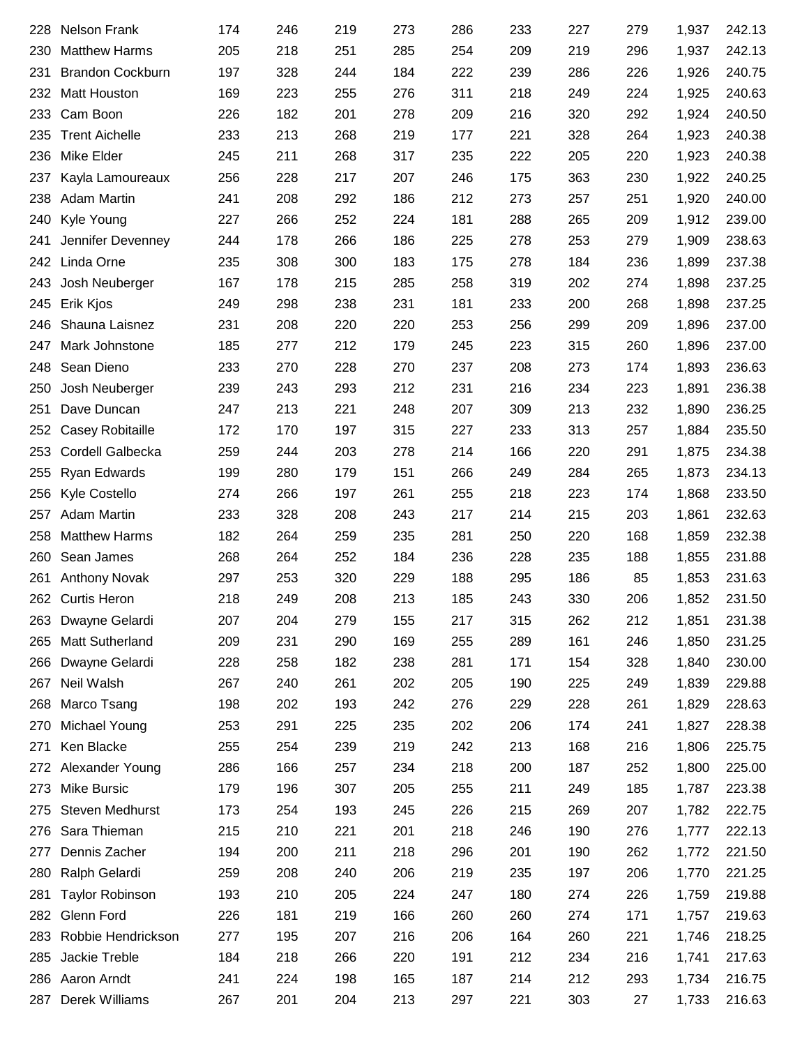| | | | | | | | | | | | |
|---|---|---|---|---|---|---|---|---|---|---|---|
| 228 | Nelson Frank | 174 | 246 | 219 | 273 | 286 | 233 | 227 | 279 | 1,937 | 242.13 |
| 230 | Matthew Harms | 205 | 218 | 251 | 285 | 254 | 209 | 219 | 296 | 1,937 | 242.13 |
| 231 | Brandon Cockburn | 197 | 328 | 244 | 184 | 222 | 239 | 286 | 226 | 1,926 | 240.75 |
| 232 | Matt Houston | 169 | 223 | 255 | 276 | 311 | 218 | 249 | 224 | 1,925 | 240.63 |
| 233 | Cam Boon | 226 | 182 | 201 | 278 | 209 | 216 | 320 | 292 | 1,924 | 240.50 |
| 235 | Trent Aichelle | 233 | 213 | 268 | 219 | 177 | 221 | 328 | 264 | 1,923 | 240.38 |
| 236 | Mike Elder | 245 | 211 | 268 | 317 | 235 | 222 | 205 | 220 | 1,923 | 240.38 |
| 237 | Kayla Lamoureaux | 256 | 228 | 217 | 207 | 246 | 175 | 363 | 230 | 1,922 | 240.25 |
| 238 | Adam Martin | 241 | 208 | 292 | 186 | 212 | 273 | 257 | 251 | 1,920 | 240.00 |
| 240 | Kyle Young | 227 | 266 | 252 | 224 | 181 | 288 | 265 | 209 | 1,912 | 239.00 |
| 241 | Jennifer Devenney | 244 | 178 | 266 | 186 | 225 | 278 | 253 | 279 | 1,909 | 238.63 |
| 242 | Linda Orne | 235 | 308 | 300 | 183 | 175 | 278 | 184 | 236 | 1,899 | 237.38 |
| 243 | Josh Neuberger | 167 | 178 | 215 | 285 | 258 | 319 | 202 | 274 | 1,898 | 237.25 |
| 245 | Erik Kjos | 249 | 298 | 238 | 231 | 181 | 233 | 200 | 268 | 1,898 | 237.25 |
| 246 | Shauna Laisnez | 231 | 208 | 220 | 220 | 253 | 256 | 299 | 209 | 1,896 | 237.00 |
| 247 | Mark Johnstone | 185 | 277 | 212 | 179 | 245 | 223 | 315 | 260 | 1,896 | 237.00 |
| 248 | Sean Dieno | 233 | 270 | 228 | 270 | 237 | 208 | 273 | 174 | 1,893 | 236.63 |
| 250 | Josh Neuberger | 239 | 243 | 293 | 212 | 231 | 216 | 234 | 223 | 1,891 | 236.38 |
| 251 | Dave Duncan | 247 | 213 | 221 | 248 | 207 | 309 | 213 | 232 | 1,890 | 236.25 |
| 252 | Casey Robitaille | 172 | 170 | 197 | 315 | 227 | 233 | 313 | 257 | 1,884 | 235.50 |
| 253 | Cordell Galbecka | 259 | 244 | 203 | 278 | 214 | 166 | 220 | 291 | 1,875 | 234.38 |
| 255 | Ryan Edwards | 199 | 280 | 179 | 151 | 266 | 249 | 284 | 265 | 1,873 | 234.13 |
| 256 | Kyle Costello | 274 | 266 | 197 | 261 | 255 | 218 | 223 | 174 | 1,868 | 233.50 |
| 257 | Adam Martin | 233 | 328 | 208 | 243 | 217 | 214 | 215 | 203 | 1,861 | 232.63 |
| 258 | Matthew Harms | 182 | 264 | 259 | 235 | 281 | 250 | 220 | 168 | 1,859 | 232.38 |
| 260 | Sean James | 268 | 264 | 252 | 184 | 236 | 228 | 235 | 188 | 1,855 | 231.88 |
| 261 | Anthony Novak | 297 | 253 | 320 | 229 | 188 | 295 | 186 | 85 | 1,853 | 231.63 |
| 262 | Curtis Heron | 218 | 249 | 208 | 213 | 185 | 243 | 330 | 206 | 1,852 | 231.50 |
| 263 | Dwayne Gelardi | 207 | 204 | 279 | 155 | 217 | 315 | 262 | 212 | 1,851 | 231.38 |
| 265 | Matt Sutherland | 209 | 231 | 290 | 169 | 255 | 289 | 161 | 246 | 1,850 | 231.25 |
| 266 | Dwayne Gelardi | 228 | 258 | 182 | 238 | 281 | 171 | 154 | 328 | 1,840 | 230.00 |
| 267 | Neil Walsh | 267 | 240 | 261 | 202 | 205 | 190 | 225 | 249 | 1,839 | 229.88 |
| 268 | Marco Tsang | 198 | 202 | 193 | 242 | 276 | 229 | 228 | 261 | 1,829 | 228.63 |
| 270 | Michael Young | 253 | 291 | 225 | 235 | 202 | 206 | 174 | 241 | 1,827 | 228.38 |
| 271 | Ken Blacke | 255 | 254 | 239 | 219 | 242 | 213 | 168 | 216 | 1,806 | 225.75 |
| 272 | Alexander Young | 286 | 166 | 257 | 234 | 218 | 200 | 187 | 252 | 1,800 | 225.00 |
| 273 | Mike Bursic | 179 | 196 | 307 | 205 | 255 | 211 | 249 | 185 | 1,787 | 223.38 |
| 275 | Steven Medhurst | 173 | 254 | 193 | 245 | 226 | 215 | 269 | 207 | 1,782 | 222.75 |
| 276 | Sara Thieman | 215 | 210 | 221 | 201 | 218 | 246 | 190 | 276 | 1,777 | 222.13 |
| 277 | Dennis Zacher | 194 | 200 | 211 | 218 | 296 | 201 | 190 | 262 | 1,772 | 221.50 |
| 280 | Ralph Gelardi | 259 | 208 | 240 | 206 | 219 | 235 | 197 | 206 | 1,770 | 221.25 |
| 281 | Taylor Robinson | 193 | 210 | 205 | 224 | 247 | 180 | 274 | 226 | 1,759 | 219.88 |
| 282 | Glenn Ford | 226 | 181 | 219 | 166 | 260 | 260 | 274 | 171 | 1,757 | 219.63 |
| 283 | Robbie Hendrickson | 277 | 195 | 207 | 216 | 206 | 164 | 260 | 221 | 1,746 | 218.25 |
| 285 | Jackie Treble | 184 | 218 | 266 | 220 | 191 | 212 | 234 | 216 | 1,741 | 217.63 |
| 286 | Aaron Arndt | 241 | 224 | 198 | 165 | 187 | 214 | 212 | 293 | 1,734 | 216.75 |
| 287 | Derek Williams | 267 | 201 | 204 | 213 | 297 | 221 | 303 | 27 | 1,733 | 216.63 |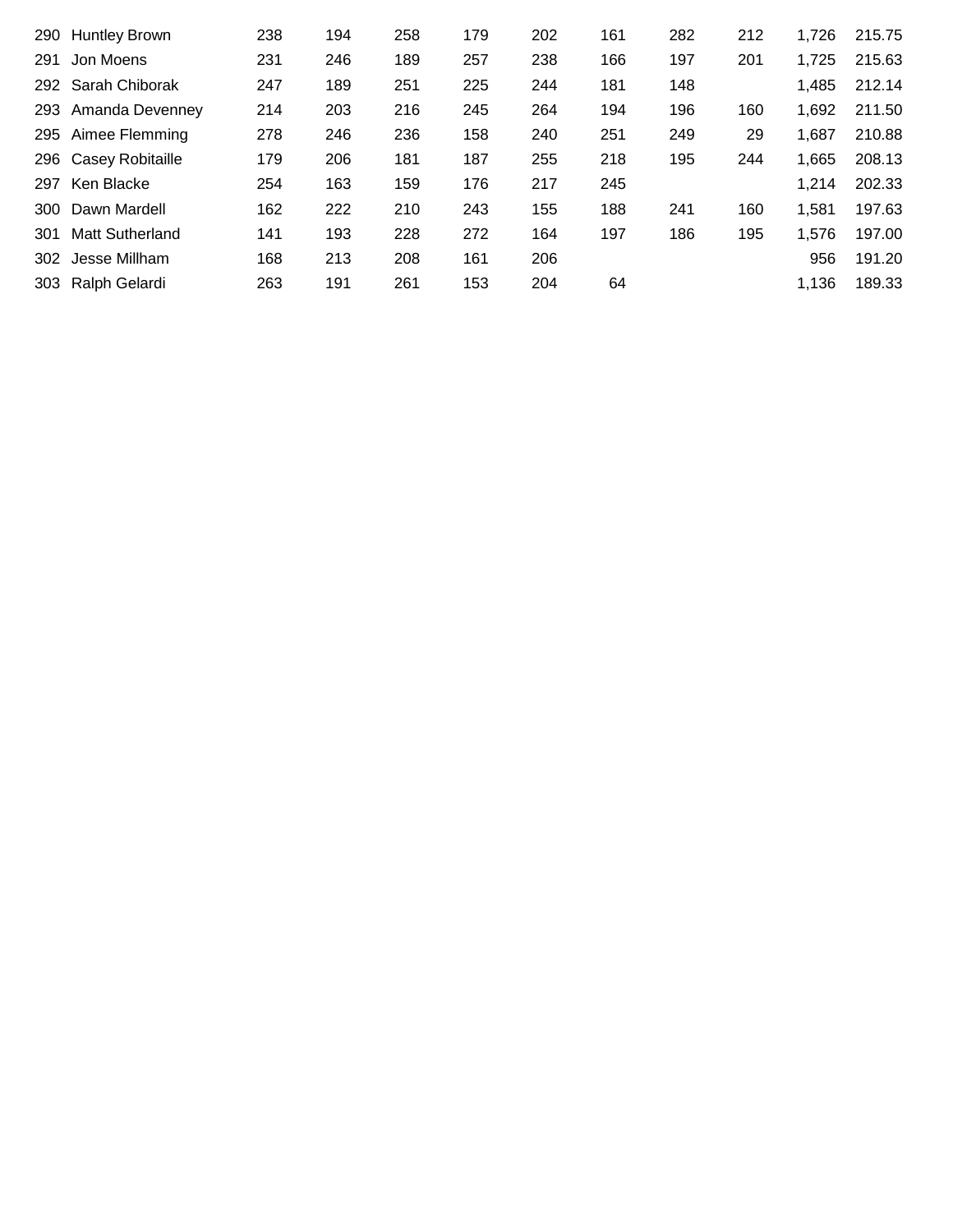| | | | | | | | | | | | |
|---|---|---|---|---|---|---|---|---|---|---|---|
| 290 | Huntley Brown | 238 | 194 | 258 | 179 | 202 | 161 | 282 | 212 | 1,726 | 215.75 |
| 291 | Jon Moens | 231 | 246 | 189 | 257 | 238 | 166 | 197 | 201 | 1,725 | 215.63 |
| 292 | Sarah Chiborak | 247 | 189 | 251 | 225 | 244 | 181 | 148 | | 1,485 | 212.14 |
| 293 | Amanda Devenney | 214 | 203 | 216 | 245 | 264 | 194 | 196 | 160 | 1,692 | 211.50 |
| 295 | Aimee Flemming | 278 | 246 | 236 | 158 | 240 | 251 | 249 | 29 | 1,687 | 210.88 |
| 296 | Casey Robitaille | 179 | 206 | 181 | 187 | 255 | 218 | 195 | 244 | 1,665 | 208.13 |
| 297 | Ken Blacke | 254 | 163 | 159 | 176 | 217 | 245 | | | 1,214 | 202.33 |
| 300 | Dawn Mardell | 162 | 222 | 210 | 243 | 155 | 188 | 241 | 160 | 1,581 | 197.63 |
| 301 | Matt Sutherland | 141 | 193 | 228 | 272 | 164 | 197 | 186 | 195 | 1,576 | 197.00 |
| 302 | Jesse Millham | 168 | 213 | 208 | 161 | 206 | | | | 956 | 191.20 |
| 303 | Ralph Gelardi | 263 | 191 | 261 | 153 | 204 | 64 | | | 1,136 | 189.33 |